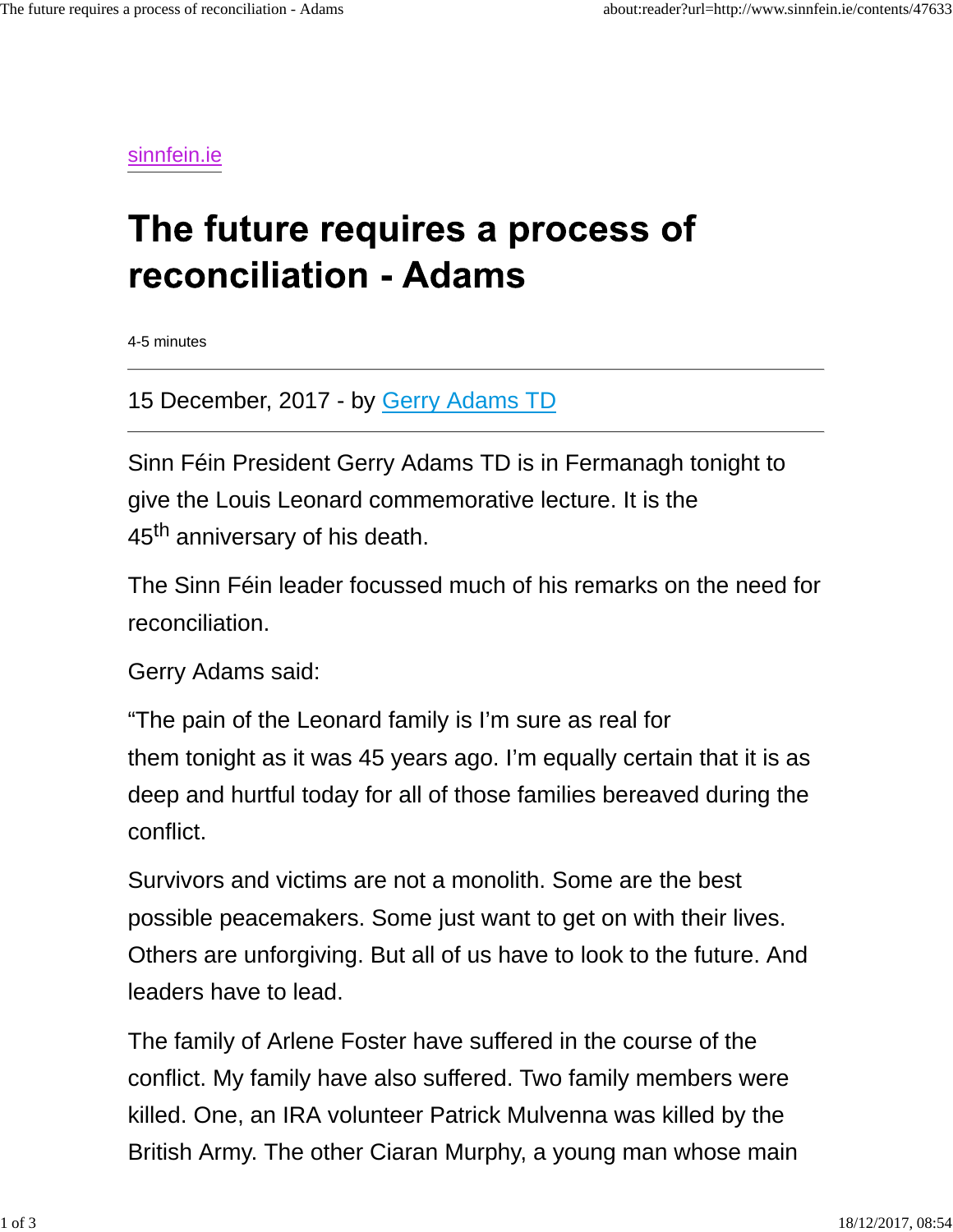sinnfein.ie

# The future requires a process of reconciliation - Adams

4-5 minutes

---

15 December, 2017 - by Gerry Adams TD

---

Sinn Féin President Gerry Adams TD is in Fermanagh tonight to give the Louis Leonard commemorative lecture. It is the 45th anniversary of his death.

The Sinn Féin leader focussed much of his remarks on the need for reconciliation.

Gerry Adams said:

"The pain of the Leonard family is I'm sure as real for them tonight as it was 45 years ago. I'm equally certain that it is as deep and hurtful today for all of those families bereaved during the conflict.

Survivors and victims are not a monolith. Some are the best possible peacemakers. Some just want to get on with their lives. Others are unforgiving. But all of us have to look to the future. And leaders have to lead.

The family of Arlene Foster have suffered in the course of the conflict. My family have also suffered. Two family members were killed. One, an IRA volunteer Patrick Mulvenna was killed by the British Army. The other Ciaran Murphy, a young man whose main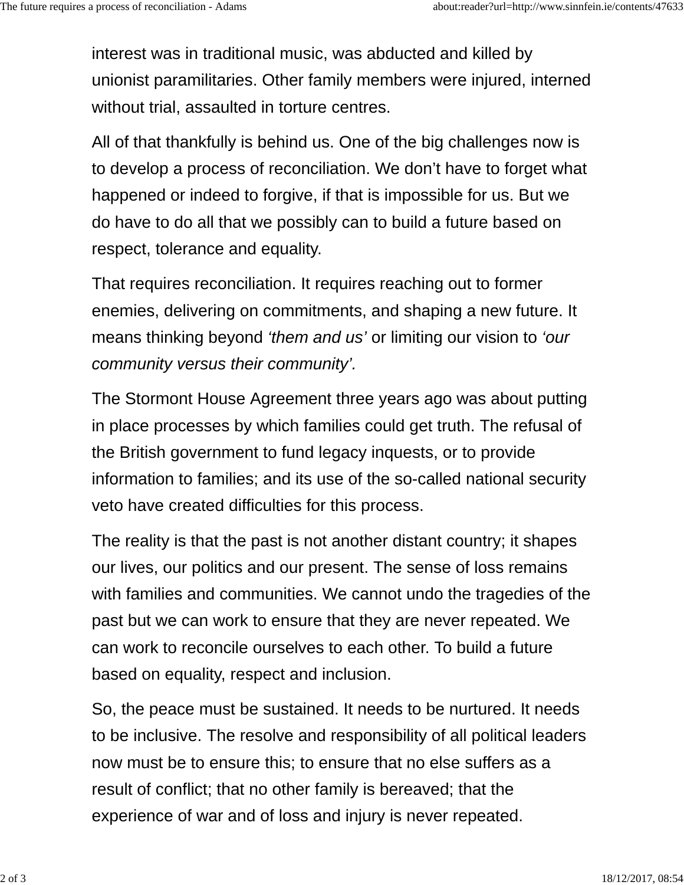interest was in traditional music, was abducted and killed by unionist paramilitaries. Other family members were injured, interned without trial, assaulted in torture centres.

All of that thankfully is behind us. One of the big challenges now is to develop a process of reconciliation. We don’t have to forget what happened or indeed to forgive, if that is impossible for us. But we do have to do all that we possibly can to build a future based on respect, tolerance and equality.

That requires reconciliation. It requires reaching out to former enemies, delivering on commitments, and shaping a new future. It means thinking beyond *‘them and us’* or limiting our vision to *‘our community versus their community’.*

The Stormont House Agreement three years ago was about putting in place processes by which families could get truth. The refusal of the British government to fund legacy inquests, or to provide information to families; and its use of the so-called national security veto have created difficulties for this process.

The reality is that the past is not another distant country; it shapes our lives, our politics and our present. The sense of loss remains with families and communities. We cannot undo the tragedies of the past but we can work to ensure that they are never repeated. We can work to reconcile ourselves to each other. To build a future based on equality, respect and inclusion.

So, the peace must be sustained. It needs to be nurtured. It needs to be inclusive. The resolve and responsibility of all political leaders now must be to ensure this; to ensure that no else suffers as a result of conflict; that no other family is bereaved; that the experience of war and of loss and injury is never repeated.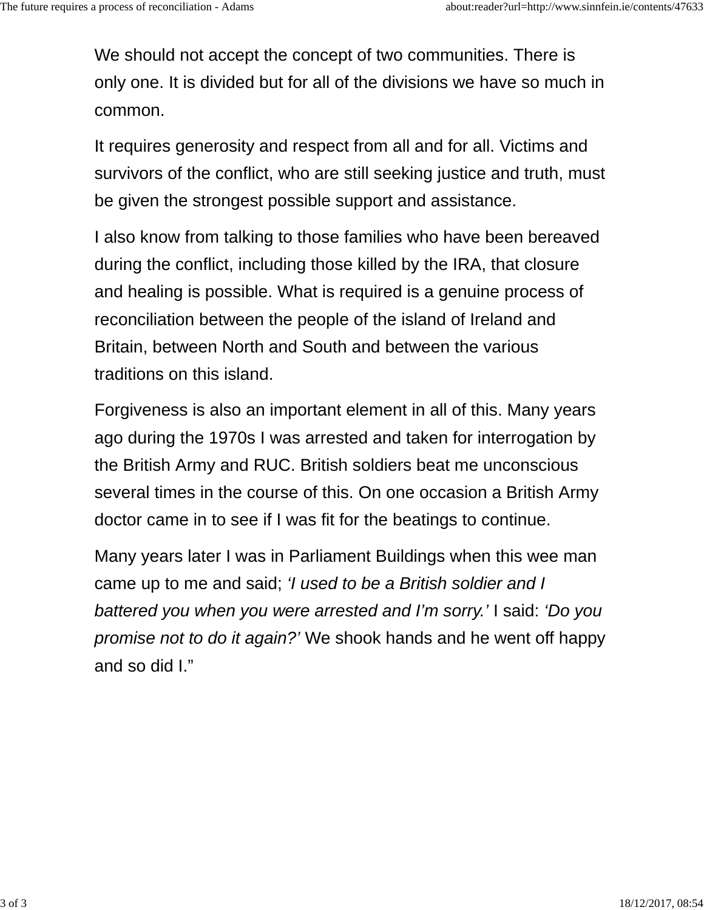We should not accept the concept of two communities. There is only one. It is divided but for all of the divisions we have so much in common.

It requires generosity and respect from all and for all. Victims and survivors of the conflict, who are still seeking justice and truth, must be given the strongest possible support and assistance.

I also know from talking to those families who have been bereaved during the conflict, including those killed by the IRA, that closure and healing is possible. What is required is a genuine process of reconciliation between the people of the island of Ireland and Britain, between North and South and between the various traditions on this island.

Forgiveness is also an important element in all of this. Many years ago during the 1970s I was arrested and taken for interrogation by the British Army and RUC. British soldiers beat me unconscious several times in the course of this. On one occasion a British Army doctor came in to see if I was fit for the beatings to continue.

Many years later I was in Parliament Buildings when this wee man came up to me and said; *'I used to be a British soldier and I battered you when you were arrested and I'm sorry.'* I said: *'Do you promise not to do it again?'* We shook hands and he went off happy and so did I."